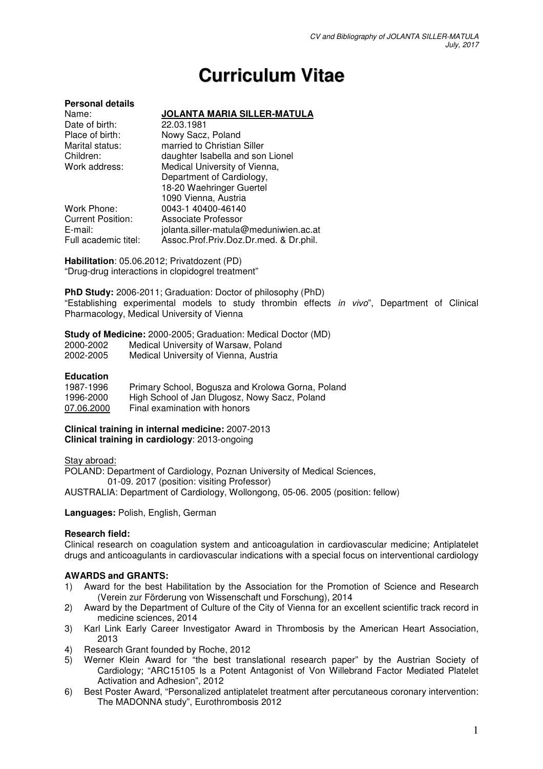# Curriculum Vitae

**Personal details**

| | |
|---|---|
| Name: | **JOLANTA MARIA SILLER-MATULA** |
| Date of birth: | 22.03.1981 |
| Place of birth: | Nowy Sacz, Poland |
| Marital status: | married to Christian Siller |
| Children: | daughter Isabella and son Lionel |
| Work address: | Medical University of Vienna, Department of Cardiology, 18-20 Waehringer Guertel 1090 Vienna, Austria |
| Work Phone: | 0043-1 40400-46140 |
| Current Position: | Associate Professor |
| E-mail: | jolanta.siller-matula@meduniwien.ac.at |
| Full academic titel: | Assoc.Prof.Priv.Doz.Dr.med. & Dr.phil. |

**Habilitation**: 05.06.2012; Privatdozent (PD)
"Drug-drug interactions in clopidogrel treatment"

**PhD Study:** 2006-2011; Graduation: Doctor of philosophy (PhD)
"Establishing experimental models to study thrombin effects *in vivo*", Department of Clinical Pharmacology, Medical University of Vienna

**Study of Medicine:** 2000-2005; Graduation: Medical Doctor (MD)

2000-2002 Medical University of Warsaw, Poland
2002-2005 Medical University of Vienna, Austria

**Education**

1987-1996 Primary School, Bogusza and Krolowa Gorna, Poland
1996-2000 High School of Jan Dlugosz, Nowy Sacz, Poland
07.06.2000 Final examination with honors

**Clinical training in internal medicine:** 2007-2013
**Clinical training in cardiology**: 2013-ongoing

Stay abroad:
POLAND: Department of Cardiology, Poznan University of Medical Sciences, 01-09. 2017 (position: visiting Professor)
AUSTRALIA: Department of Cardiology, Wollongong, 05-06. 2005 (position: fellow)

**Languages:** Polish, English, German

**Research field:**
Clinical research on coagulation system and anticoagulation in cardiovascular medicine; Antiplatelet drugs and anticoagulants in cardiovascular indications with a special focus on interventional cardiology

**AWARDS and GRANTS:**

1) Award for the best Habilitation by the Association for the Promotion of Science and Research (Verein zur Förderung von Wissenschaft und Forschung), 2014
2) Award by the Department of Culture of the City of Vienna for an excellent scientific track record in medicine sciences, 2014
3) Karl Link Early Career Investigator Award in Thrombosis by the American Heart Association, 2013
4) Research Grant founded by Roche, 2012
5) Werner Klein Award for "the best translational research paper" by the Austrian Society of Cardiology; "ARC15105 Is a Potent Antagonist of Von Willebrand Factor Mediated Platelet Activation and Adhesion", 2012
6) Best Poster Award, "Personalized antiplatelet treatment after percutaneous coronary intervention: The MADONNA study", Eurothrombosis 2012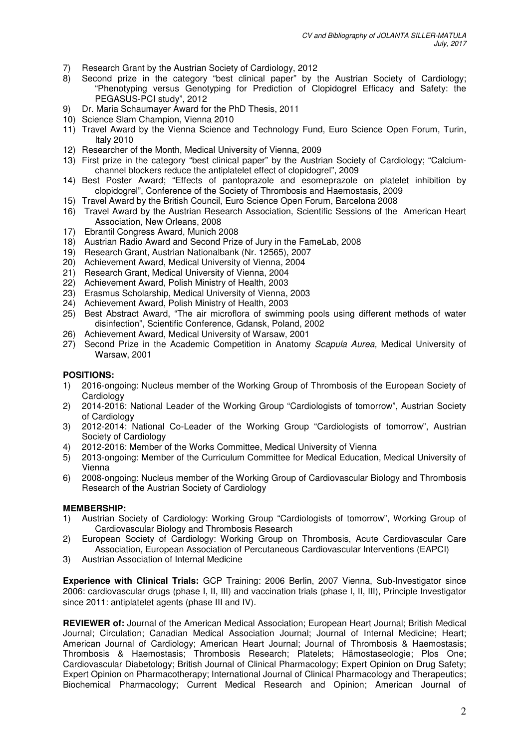7) Research Grant by the Austrian Society of Cardiology, 2012
8) Second prize in the category "best clinical paper" by the Austrian Society of Cardiology; "Phenotyping versus Genotyping for Prediction of Clopidogrel Efficacy and Safety: the PEGASUS-PCI study", 2012
9) Dr. Maria Schaumayer Award for the PhD Thesis, 2011
10) Science Slam Champion, Vienna 2010
11) Travel Award by the Vienna Science and Technology Fund, Euro Science Open Forum, Turin, Italy 2010
12) Researcher of the Month, Medical University of Vienna, 2009
13) First prize in the category "best clinical paper" by the Austrian Society of Cardiology; "Calcium-channel blockers reduce the antiplatelet effect of clopidogrel", 2009
14) Best Poster Award; "Effects of pantoprazole and esomeprazole on platelet inhibition by clopidogrel", Conference of the Society of Thrombosis and Haemostasis, 2009
15) Travel Award by the British Council, Euro Science Open Forum, Barcelona 2008
16) Travel Award by the Austrian Research Association, Scientific Sessions of the American Heart Association, New Orleans, 2008
17) Ebrantil Congress Award, Munich 2008
18) Austrian Radio Award and Second Prize of Jury in the FameLab, 2008
19) Research Grant, Austrian Nationalbank (Nr. 12565), 2007
20) Achievement Award, Medical University of Vienna, 2004
21) Research Grant, Medical University of Vienna, 2004
22) Achievement Award, Polish Ministry of Health, 2003
23) Erasmus Scholarship, Medical University of Vienna, 2003
24) Achievement Award, Polish Ministry of Health, 2003
25) Best Abstract Award, "The air microflora of swimming pools using different methods of water disinfection", Scientific Conference, Gdansk, Poland, 2002
26) Achievement Award, Medical University of Warsaw, 2001
27) Second Prize in the Academic Competition in Anatomy *Scapula Aurea,* Medical University of Warsaw, 2001

**POSITIONS:**

1) 2016-ongoing: Nucleus member of the Working Group of Thrombosis of the European Society of Cardiology
2) 2014-2016: National Leader of the Working Group "Cardiologists of tomorrow", Austrian Society of Cardiology
3) 2012-2014: National Co-Leader of the Working Group "Cardiologists of tomorrow", Austrian Society of Cardiology
4) 2012-2016: Member of the Works Committee, Medical University of Vienna
5) 2013-ongoing: Member of the Curriculum Committee for Medical Education, Medical University of Vienna
6) 2008-ongoing: Nucleus member of the Working Group of Cardiovascular Biology and Thrombosis Research of the Austrian Society of Cardiology

**MEMBERSHIP:**

1) Austrian Society of Cardiology: Working Group "Cardiologists of tomorrow", Working Group of Cardiovascular Biology and Thrombosis Research
2) European Society of Cardiology: Working Group on Thrombosis, Acute Cardiovascular Care Association, European Association of Percutaneous Cardiovascular Interventions (EAPCI)
3) Austrian Association of Internal Medicine

**Experience with Clinical Trials:** GCP Training: 2006 Berlin, 2007 Vienna, Sub-Investigator since 2006: cardiovascular drugs (phase I, II, III) and vaccination trials (phase I, II, III), Principle Investigator since 2011: antiplatelet agents (phase III and IV).

**REVIEWER of:** Journal of the American Medical Association; European Heart Journal; British Medical Journal; Circulation; Canadian Medical Association Journal; Journal of Internal Medicine; Heart; American Journal of Cardiology; American Heart Journal; Journal of Thrombosis & Haemostasis; Thrombosis & Haemostasis; Thrombosis Research; Platelets; Hämostaseologie; Plos One; Cardiovascular Diabetology; British Journal of Clinical Pharmacology; Expert Opinion on Drug Safety; Expert Opinion on Pharmacotherapy; International Journal of Clinical Pharmacology and Therapeutics; Biochemical Pharmacology; Current Medical Research and Opinion; American Journal of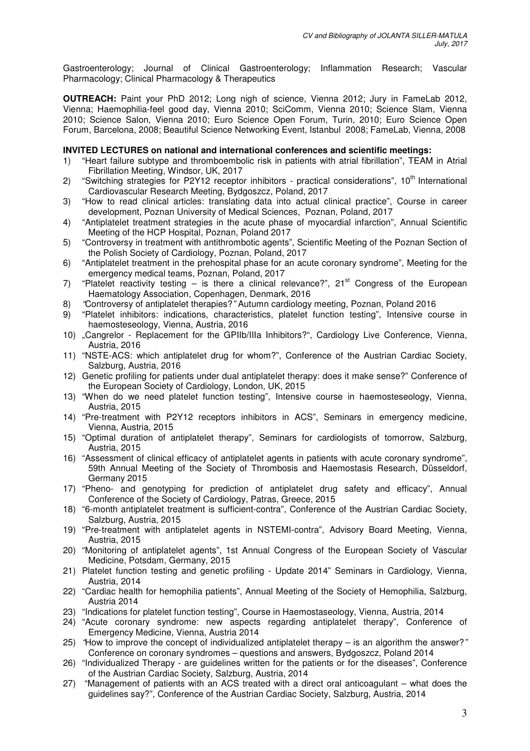Gastroenterology; Journal of Clinical Gastroenterology; Inflammation Research; Vascular Pharmacology; Clinical Pharmacology & Therapeutics

**OUTREACH:** Paint your PhD 2012; Long nigh of science, Vienna 2012; Jury in FameLab 2012, Vienna; Haemophilia-feel good day, Vienna 2010; SciComm, Vienna 2010; Science Slam, Vienna 2010; Science Salon, Vienna 2010; Euro Science Open Forum, Turin, 2010; Euro Science Open Forum, Barcelona, 2008; Beautiful Science Networking Event, Istanbul 2008; FameLab, Vienna, 2008

**INVITED LECTURES on national and international conferences and scientific meetings:**

1) "Heart failure subtype and thromboembolic risk in patients with atrial fibrillation", TEAM in Atrial Fibrillation Meeting, Windsor, UK, 2017
2) "Switching strategies for P2Y12 receptor inhibitors - practical considerations", 10th International Cardiovascular Research Meeting, Bydgoszcz, Poland, 2017
3) "How to read clinical articles: translating data into actual clinical practice", Course in career development, Poznan University of Medical Sciences, Poznan, Poland, 2017
4) "Antiplatelet treatment strategies in the acute phase of myocardial infarction", Annual Scientific Meeting of the HCP Hospital, Poznan, Poland 2017
5) "Controversy in treatment with antithrombotic agents", Scientific Meeting of the Poznan Section of the Polish Society of Cardiology, Poznan, Poland, 2017
6) "Antiplatelet treatment in the prehospital phase for an acute coronary syndrome", Meeting for the emergency medical teams, Poznan, Poland, 2017
7) "Platelet reactivity testing – is there a clinical relevance?", 21st Congress of the European Haematology Association, Copenhagen, Denmark, 2016
8) "Controversy of antiplatelet therapies?" Autumn cardiology meeting, Poznan, Poland 2016
9) "Platelet inhibitors: indications, characteristics, platelet function testing", Intensive course in haemosteseology, Vienna, Austria, 2016
10) „Cangrelor - Replacement for the GPIIb/IIIa Inhibitors?", Cardiology Live Conference, Vienna, Austria, 2016
11) "NSTE-ACS: which antiplatelet drug for whom?", Conference of the Austrian Cardiac Society, Salzburg, Austria, 2016
12) Genetic profiling for patients under dual antiplatelet therapy: does it make sense?" Conference of the European Society of Cardiology, London, UK, 2015
13) "When do we need platelet function testing", Intensive course in haemosteseology, Vienna, Austria, 2015
14) "Pre-treatment with P2Y12 receptors inhibitors in ACS", Seminars in emergency medicine, Vienna, Austria, 2015
15) "Optimal duration of antiplatelet therapy", Seminars for cardiologists of tomorrow, Salzburg, Austria, 2015
16) "Assessment of clinical efficacy of antiplatelet agents in patients with acute coronary syndrome", 59th Annual Meeting of the Society of Thrombosis and Haemostasis Research, Düsseldorf, Germany 2015
17) "Pheno- and genotyping for prediction of antiplatelet drug safety and efficacy", Annual Conference of the Society of Cardiology, Patras, Greece, 2015
18) "6-month antiplatelet treatment is sufficient-contra", Conference of the Austrian Cardiac Society, Salzburg, Austria, 2015
19) "Pre-treatment with antiplatelet agents in NSTEMI-contra", Advisory Board Meeting, Vienna, Austria, 2015
20) "Monitoring of antiplatelet agents", 1st Annual Congress of the European Society of Vascular Medicine, Potsdam, Germany, 2015
21) Platelet function testing and genetic profiling - Update 2014" Seminars in Cardiology, Vienna, Austria, 2014
22) "Cardiac health for hemophilia patients", Annual Meeting of the Society of Hemophilia, Salzburg, Austria 2014
23) "Indications for platelet function testing", Course in Haemostaseology, Vienna, Austria, 2014
24) "Acute coronary syndrome: new aspects regarding antiplatelet therapy", Conference of Emergency Medicine, Vienna, Austria 2014
25) "How to improve the concept of individualized antiplatelet therapy – is an algorithm the answer?" Conference on coronary syndromes – questions and answers, Bydgoszcz, Poland 2014
26) "Individualized Therapy - are guidelines written for the patients or for the diseases", Conference of the Austrian Cardiac Society, Salzburg, Austria, 2014
27) "Management of patients with an ACS treated with a direct oral anticoagulant – what does the guidelines say?", Conference of the Austrian Cardiac Society, Salzburg, Austria, 2014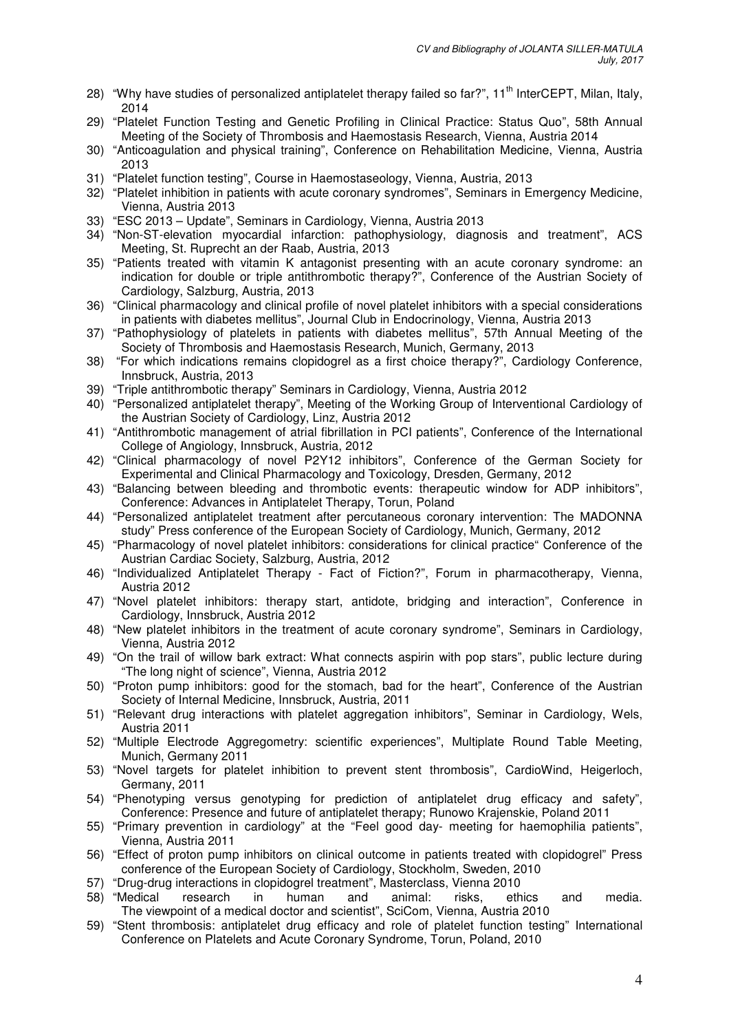28) "Why have studies of personalized antiplatelet therapy failed so far?", 11th InterCEPT, Milan, Italy, 2014
29) "Platelet Function Testing and Genetic Profiling in Clinical Practice: Status Quo", 58th Annual Meeting of the Society of Thrombosis and Haemostasis Research, Vienna, Austria 2014
30) "Anticoagulation and physical training", Conference on Rehabilitation Medicine, Vienna, Austria 2013
31) "Platelet function testing", Course in Haemostaseology, Vienna, Austria, 2013
32) "Platelet inhibition in patients with acute coronary syndromes", Seminars in Emergency Medicine, Vienna, Austria 2013
33) "ESC 2013 – Update", Seminars in Cardiology, Vienna, Austria 2013
34) "Non-ST-elevation myocardial infarction: pathophysiology, diagnosis and treatment", ACS Meeting, St. Ruprecht an der Raab, Austria, 2013
35) "Patients treated with vitamin K antagonist presenting with an acute coronary syndrome: an indication for double or triple antithrombotic therapy?", Conference of the Austrian Society of Cardiology, Salzburg, Austria, 2013
36) "Clinical pharmacology and clinical profile of novel platelet inhibitors with a special considerations in patients with diabetes mellitus", Journal Club in Endocrinology, Vienna, Austria 2013
37) "Pathophysiology of platelets in patients with diabetes mellitus", 57th Annual Meeting of the Society of Thrombosis and Haemostasis Research, Munich, Germany, 2013
38) "For which indications remains clopidogrel as a first choice therapy?", Cardiology Conference, Innsbruck, Austria, 2013
39) "Triple antithrombotic therapy" Seminars in Cardiology, Vienna, Austria 2012
40) "Personalized antiplatelet therapy", Meeting of the Working Group of Interventional Cardiology of the Austrian Society of Cardiology, Linz, Austria 2012
41) "Antithrombotic management of atrial fibrillation in PCI patients", Conference of the International College of Angiology, Innsbruck, Austria, 2012
42) "Clinical pharmacology of novel P2Y12 inhibitors", Conference of the German Society for Experimental and Clinical Pharmacology and Toxicology, Dresden, Germany, 2012
43) "Balancing between bleeding and thrombotic events: therapeutic window for ADP inhibitors", Conference: Advances in Antiplatelet Therapy, Torun, Poland
44) "Personalized antiplatelet treatment after percutaneous coronary intervention: The MADONNA study" Press conference of the European Society of Cardiology, Munich, Germany, 2012
45) "Pharmacology of novel platelet inhibitors: considerations for clinical practice" Conference of the Austrian Cardiac Society, Salzburg, Austria, 2012
46) "Individualized Antiplatelet Therapy - Fact of Fiction?", Forum in pharmacotherapy, Vienna, Austria 2012
47) "Novel platelet inhibitors: therapy start, antidote, bridging and interaction", Conference in Cardiology, Innsbruck, Austria 2012
48) "New platelet inhibitors in the treatment of acute coronary syndrome", Seminars in Cardiology, Vienna, Austria 2012
49) "On the trail of willow bark extract: What connects aspirin with pop stars", public lecture during "The long night of science", Vienna, Austria 2012
50) "Proton pump inhibitors: good for the stomach, bad for the heart", Conference of the Austrian Society of Internal Medicine, Innsbruck, Austria, 2011
51) "Relevant drug interactions with platelet aggregation inhibitors", Seminar in Cardiology, Wels, Austria 2011
52) "Multiple Electrode Aggregometry: scientific experiences", Multiplate Round Table Meeting, Munich, Germany 2011
53) "Novel targets for platelet inhibition to prevent stent thrombosis", CardioWind, Heigerloch, Germany, 2011
54) "Phenotyping versus genotyping for prediction of antiplatelet drug efficacy and safety", Conference: Presence and future of antiplatelet therapy; Runowo Krajenskie, Poland 2011
55) "Primary prevention in cardiology" at the "Feel good day- meeting for haemophilia patients", Vienna, Austria 2011
56) "Effect of proton pump inhibitors on clinical outcome in patients treated with clopidogrel" Press conference of the European Society of Cardiology, Stockholm, Sweden, 2010
57) "Drug-drug interactions in clopidogrel treatment", Masterclass, Vienna 2010
58) "Medical research in human and animal: risks, ethics and media. The viewpoint of a medical doctor and scientist", SciCom, Vienna, Austria 2010
59) "Stent thrombosis: antiplatelet drug efficacy and role of platelet function testing" International Conference on Platelets and Acute Coronary Syndrome, Torun, Poland, 2010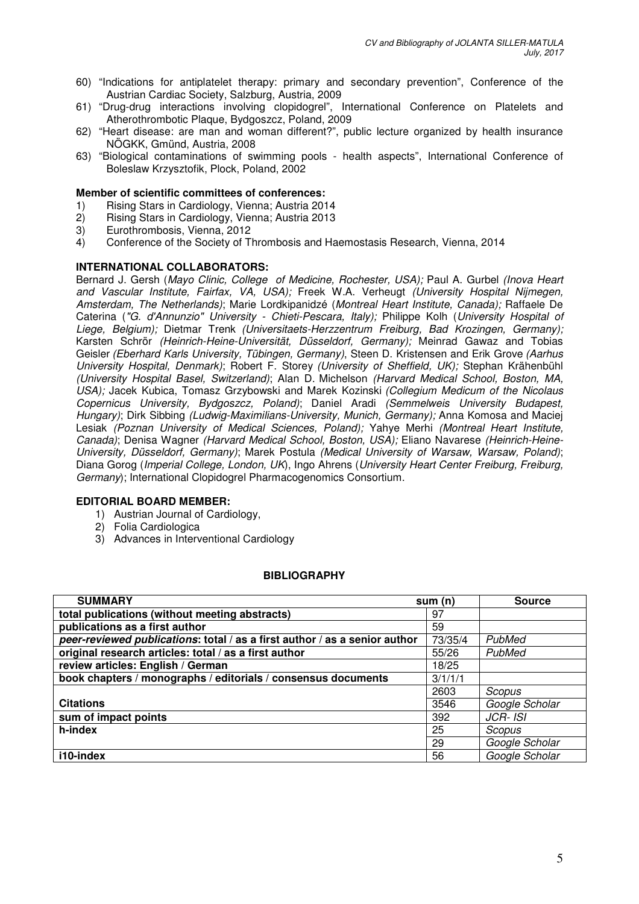60) "Indications for antiplatelet therapy: primary and secondary prevention", Conference of the Austrian Cardiac Society, Salzburg, Austria, 2009
61) "Drug-drug interactions involving clopidogrel", International Conference on Platelets and Atherothrombotic Plaque, Bydgoszcz, Poland, 2009
62) "Heart disease: are man and woman different?", public lecture organized by health insurance NÖGKK, Gmünd, Austria, 2008
63) "Biological contaminations of swimming pools - health aspects", International Conference of Boleslaw Krzysztofik, Plock, Poland, 2002

**Member of scientific committees of conferences:**

1) Rising Stars in Cardiology, Vienna; Austria 2014
2) Rising Stars in Cardiology, Vienna; Austria 2013
3) Eurothrombosis, Vienna, 2012
4) Conference of the Society of Thrombosis and Haemostasis Research, Vienna, 2014

**INTERNATIONAL COLLABORATORS:**

Bernard J. Gersh (*Mayo Clinic, College of Medicine, Rochester, USA);* Paul A. Gurbel *(Inova Heart and Vascular Institute, Fairfax, VA, USA);* Freek W.A. Verheugt *(University Hospital Nijmegen, Amsterdam, The Netherlands)*; Marie Lordkipanidzé (*Montreal Heart Institute, Canada);* Raffaele De Caterina (*"G. d'Annunzio" University - Chieti-Pescara, Italy);* Philippe Kolh (*University Hospital of Liege, Belgium);* Dietmar Trenk *(Universitaets-Herzzentrum Freiburg, Bad Krozingen, Germany);* Karsten Schrör *(Heinrich-Heine-Universität, Düsseldorf, Germany);* Meinrad Gawaz and Tobias Geisler *(Eberhard Karls University, Tübingen, Germany)*, Steen D. Kristensen and Erik Grove *(Aarhus University Hospital, Denmark)*; Robert F. Storey *(University of Sheffield, UK);* Stephan Krähenbühl *(University Hospital Basel, Switzerland)*; Alan D. Michelson *(Harvard Medical School, Boston, MA, USA);* Jacek Kubica, Tomasz Grzybowski and Marek Kozinski *(Collegium Medicum of the Nicolaus Copernicus University, Bydgoszcz, Poland)*; Daniel Aradi *(Semmelweis University Budapest, Hungary)*; Dirk Sibbing *(Ludwig-Maximilians-University, Munich, Germany);* Anna Komosa and Maciej Lesiak *(Poznan University of Medical Sciences, Poland);* Yahye Merhi *(Montreal Heart Institute, Canada)*; Denisa Wagner *(Harvard Medical School, Boston, USA);* Eliano Navarese *(Heinrich-Heine-University, Düsseldorf, Germany)*; Marek Postula *(Medical University of Warsaw, Warsaw, Poland)*; Diana Gorog (*Imperial College, London, UK*), Ingo Ahrens (*University Heart Center Freiburg, Freiburg, Germany*); International Clopidogrel Pharmacogenomics Consortium.

**EDITORIAL BOARD MEMBER:**

1) Austrian Journal of Cardiology,
2) Folia Cardiologica
3) Advances in Interventional Cardiology

## BIBLIOGRAPHY

| SUMMARY | sum (n) | Source |
|---|---|---|
| **total publications (without meeting abstracts)** | 97 | |
| **publications as a first author** | 59 | |
| ***peer-reviewed publications*: total / as a first author / as a senior author** | 73/35/4 | *PubMed* |
| **original research articles: total / as a first author** | 55/26 | *PubMed* |
| **review articles: English / German** | 18/25 | |
| **book chapters / monographs / editorials / consensus documents** | 3/1/1/1 | |
| | 2603 | *Scopus* |
| **Citations** | 3546 | *Google Scholar* |
| **sum of impact points** | 392 | *JCR- ISI* |
| **h-index** | 25 | *Scopus* |
| | 29 | *Google Scholar* |
| **i10-index** | 56 | *Google Scholar* |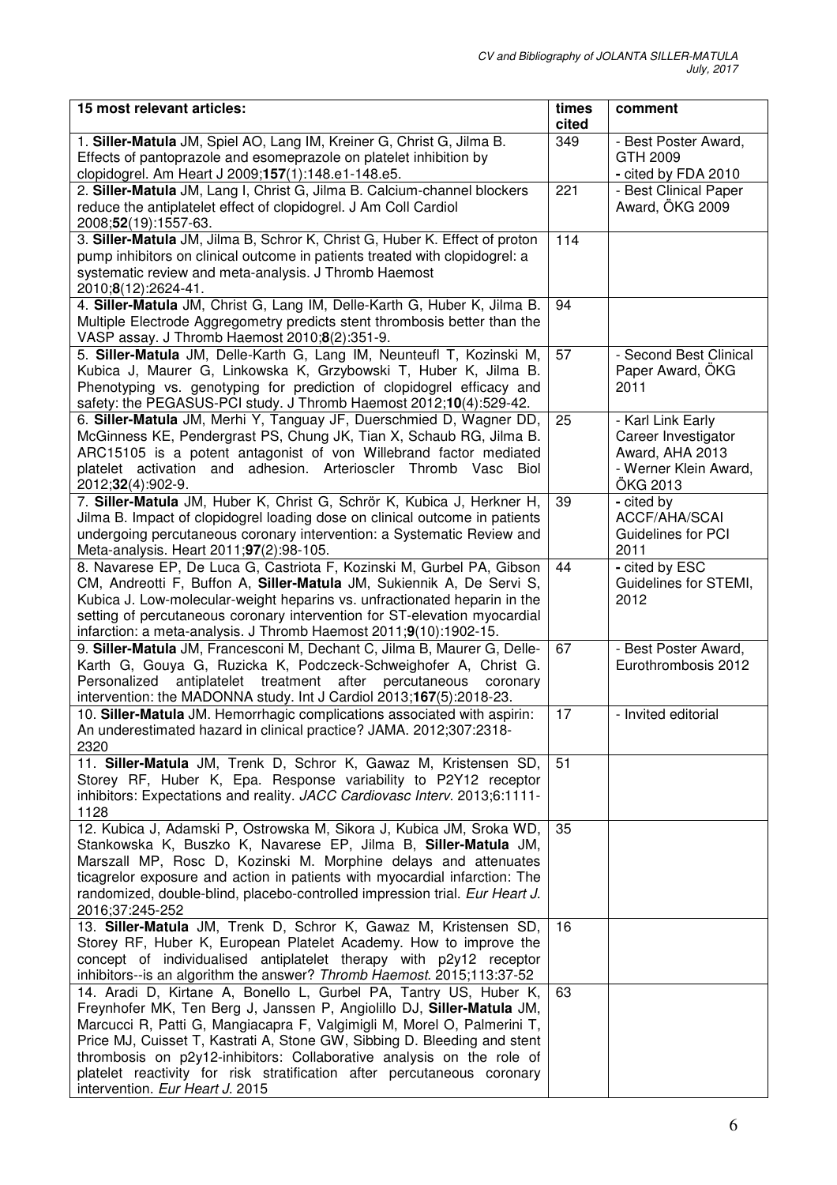| 15 most relevant articles: | times cited | comment |
|---|---|---|
| 1. **Siller-Matula** JM, Spiel AO, Lang IM, Kreiner G, Christ G, Jilma B. Effects of pantoprazole and esomeprazole on platelet inhibition by clopidogrel. Am Heart J 2009;**157**(1):148.e1-148.e5. | 349 | - Best Poster Award, GTH 2009<br>- cited by FDA 2010 |
| 2. **Siller-Matula** JM, Lang I, Christ G, Jilma B. Calcium-channel blockers reduce the antiplatelet effect of clopidogrel. J Am Coll Cardiol 2008;**52**(19):1557-63. | 221 | - Best Clinical Paper Award, ÖKG 2009 |
| 3. **Siller-Matula** JM, Jilma B, Schror K, Christ G, Huber K. Effect of proton pump inhibitors on clinical outcome in patients treated with clopidogrel: a systematic review and meta-analysis. J Thromb Haemost 2010;**8**(12):2624-41. | 114 | |
| 4. **Siller-Matula** JM, Christ G, Lang IM, Delle-Karth G, Huber K, Jilma B. Multiple Electrode Aggregometry predicts stent thrombosis better than the VASP assay. J Thromb Haemost 2010;**8**(2):351-9. | 94 | |
| 5. **Siller-Matula** JM, Delle-Karth G, Lang IM, Neunteufl T, Kozinski M, Kubica J, Maurer G, Linkowska K, Grzybowski T, Huber K, Jilma B. Phenotyping vs. genotyping for prediction of clopidogrel efficacy and safety: the PEGASUS-PCI study. J Thromb Haemost 2012;**10**(4):529-42. | 57 | - Second Best Clinical Paper Award, ÖKG 2011 |
| 6. **Siller-Matula** JM, Merhi Y, Tanguay JF, Duerschmied D, Wagner DD, McGinness KE, Pendergrast PS, Chung JK, Tian X, Schaub RG, Jilma B. ARC15105 is a potent antagonist of von Willebrand factor mediated platelet activation and adhesion. Arterioscler Thromb Vasc Biol 2012;**32**(4):902-9. | 25 | - Karl Link Early Career Investigator Award, AHA 2013<br>- Werner Klein Award, ÖKG 2013 |
| 7. **Siller-Matula** JM, Huber K, Christ G, Schrör K, Kubica J, Herkner H, Jilma B. Impact of clopidogrel loading dose on clinical outcome in patients undergoing percutaneous coronary intervention: a Systematic Review and Meta-analysis. Heart 2011;**97**(2):98-105. | 39 | - cited by ACCF/AHA/SCAI Guidelines for PCI 2011 |
| 8. Navarese EP, De Luca G, Castriota F, Kozinski M, Gurbel PA, Gibson CM, Andreotti F, Buffon A, **Siller-Matula** JM, Sukiennik A, De Servi S, Kubica J. Low-molecular-weight heparins vs. unfractionated heparin in the setting of percutaneous coronary intervention for ST-elevation myocardial infarction: a meta-analysis. J Thromb Haemost 2011;**9**(10):1902-15. | 44 | - cited by ESC Guidelines for STEMI, 2012 |
| 9. **Siller-Matula** JM, Francesconi M, Dechant C, Jilma B, Maurer G, Delle-Karth G, Gouya G, Ruzicka K, Podczeck-Schweighofer A, Christ G. Personalized antiplatelet treatment after percutaneous coronary intervention: the MADONNA study. Int J Cardiol 2013;**167**(5):2018-23. | 67 | - Best Poster Award, Eurothrombosis 2012 |
| 10. **Siller-Matula** JM. Hemorrhagic complications associated with aspirin: An underestimated hazard in clinical practice? JAMA. 2012;307:2318-2320 | 17 | - Invited editorial |
| 11. **Siller-Matula** JM, Trenk D, Schror K, Gawaz M, Kristensen SD, Storey RF, Huber K, Epa. Response variability to P2Y12 receptor inhibitors: Expectations and reality. *JACC Cardiovasc Interv*. 2013;6:1111-1128 | 51 | |
| 12. Kubica J, Adamski P, Ostrowska M, Sikora J, Kubica JM, Sroka WD, Stankowska K, Buszko K, Navarese EP, Jilma B, **Siller-Matula** JM, Marszall MP, Rosc D, Kozinski M. Morphine delays and attenuates ticagrelor exposure and action in patients with myocardial infarction: The randomized, double-blind, placebo-controlled impression trial. *Eur Heart J*. 2016;37:245-252 | 35 | |
| 13. **Siller-Matula** JM, Trenk D, Schror K, Gawaz M, Kristensen SD, Storey RF, Huber K, European Platelet Academy. How to improve the concept of individualised antiplatelet therapy with p2y12 receptor inhibitors--is an algorithm the answer? *Thromb Haemost*. 2015;113:37-52 | 16 | |
| 14. Aradi D, Kirtane A, Bonello L, Gurbel PA, Tantry US, Huber K, Freynhofer MK, Ten Berg J, Janssen P, Angiolillo DJ, **Siller-Matula** JM, Marcucci R, Patti G, Mangiacapra F, Valgimigli M, Morel O, Palmerini T, Price MJ, Cuisset T, Kastrati A, Stone GW, Sibbing D. Bleeding and stent thrombosis on p2y12-inhibitors: Collaborative analysis on the role of platelet reactivity for risk stratification after percutaneous coronary intervention. *Eur Heart J*. 2015 | 63 | |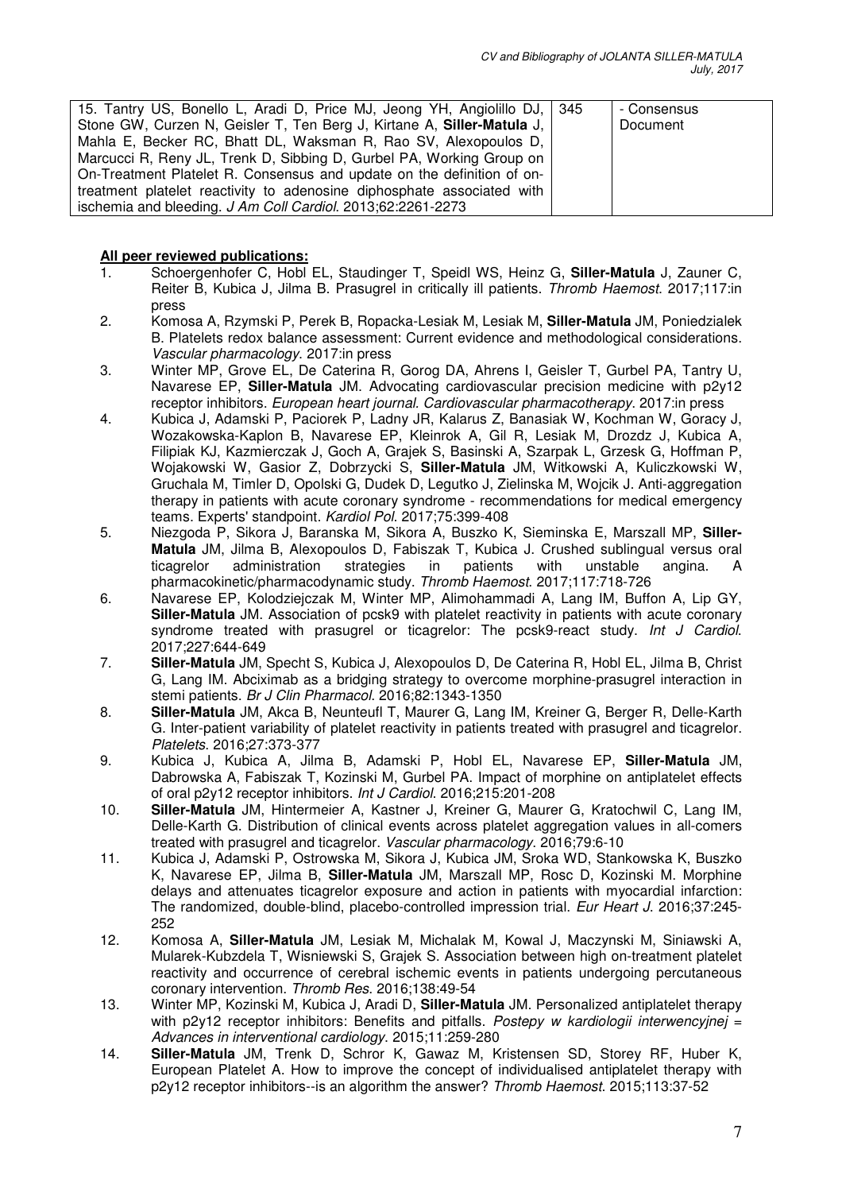| 15. Tantry US, Bonello L, Aradi D, Price MJ, Jeong YH, Angiolillo DJ, Stone GW, Curzen N, Geisler T, Ten Berg J, Kirtane A, **Siller-Matula** J, Mahla E, Becker RC, Bhatt DL, Waksman R, Rao SV, Alexopoulos D, Marcucci R, Reny JL, Trenk D, Sibbing D, Gurbel PA, Working Group on On-Treatment Platelet R. Consensus and update on the definition of on-treatment platelet reactivity to adenosine diphosphate associated with ischemia and bleeding. *J Am Coll Cardiol*. 2013;62:2261-2273 | 345 | - Consensus Document |
|---|---|---|

**All peer reviewed publications:**

1. Schoergenhofer C, Hobl EL, Staudinger T, Speidl WS, Heinz G, **Siller-Matula** J, Zauner C, Reiter B, Kubica J, Jilma B. Prasugrel in critically ill patients. *Thromb Haemost*. 2017;117:in press
2. Komosa A, Rzymski P, Perek B, Ropacka-Lesiak M, Lesiak M, **Siller-Matula** JM, Poniedzialek B. Platelets redox balance assessment: Current evidence and methodological considerations. *Vascular pharmacology*. 2017:in press
3. Winter MP, Grove EL, De Caterina R, Gorog DA, Ahrens I, Geisler T, Gurbel PA, Tantry U, Navarese EP, **Siller-Matula** JM. Advocating cardiovascular precision medicine with p2y12 receptor inhibitors. *European heart journal. Cardiovascular pharmacotherapy*. 2017:in press
4. Kubica J, Adamski P, Paciorek P, Ladny JR, Kalarus Z, Banasiak W, Kochman W, Goracy J, Wozakowska-Kaplon B, Navarese EP, Kleinrok A, Gil R, Lesiak M, Drozdz J, Kubica A, Filipiak KJ, Kazmierczak J, Goch A, Grajek S, Basinski A, Szarpak L, Grzesk G, Hoffman P, Wojakowski W, Gasior Z, Dobrzycki S, **Siller-Matula** JM, Witkowski A, Kuliczkowski W, Gruchala M, Timler D, Opolski G, Dudek D, Legutko J, Zielinska M, Wojcik J. Anti-aggregation therapy in patients with acute coronary syndrome - recommendations for medical emergency teams. Experts' standpoint. *Kardiol Pol*. 2017;75:399-408
5. Niezgoda P, Sikora J, Baranska M, Sikora A, Buszko K, Sieminska E, Marszall MP, **Siller-Matula** JM, Jilma B, Alexopoulos D, Fabiszak T, Kubica J. Crushed sublingual versus oral ticagrelor administration strategies in patients with unstable angina. A pharmacokinetic/pharmacodynamic study. *Thromb Haemost*. 2017;117:718-726
6. Navarese EP, Kolodziejczak M, Winter MP, Alimohammadi A, Lang IM, Buffon A, Lip GY, **Siller-Matula** JM. Association of pcsk9 with platelet reactivity in patients with acute coronary syndrome treated with prasugrel or ticagrelor: The pcsk9-react study. *Int J Cardiol*. 2017;227:644-649
7. **Siller-Matula** JM, Specht S, Kubica J, Alexopoulos D, De Caterina R, Hobl EL, Jilma B, Christ G, Lang IM. Abciximab as a bridging strategy to overcome morphine-prasugrel interaction in stemi patients. *Br J Clin Pharmacol*. 2016;82:1343-1350
8. **Siller-Matula** JM, Akca B, Neunteufl T, Maurer G, Lang IM, Kreiner G, Berger R, Delle-Karth G. Inter-patient variability of platelet reactivity in patients treated with prasugrel and ticagrelor. *Platelets*. 2016;27:373-377
9. Kubica J, Kubica A, Jilma B, Adamski P, Hobl EL, Navarese EP, **Siller-Matula** JM, Dabrowska A, Fabiszak T, Kozinski M, Gurbel PA. Impact of morphine on antiplatelet effects of oral p2y12 receptor inhibitors. *Int J Cardiol*. 2016;215:201-208
10. **Siller-Matula** JM, Hintermeier A, Kastner J, Kreiner G, Maurer G, Kratochwil C, Lang IM, Delle-Karth G. Distribution of clinical events across platelet aggregation values in all-comers treated with prasugrel and ticagrelor. *Vascular pharmacology*. 2016;79:6-10
11. Kubica J, Adamski P, Ostrowska M, Sikora J, Kubica JM, Sroka WD, Stankowska K, Buszko K, Navarese EP, Jilma B, **Siller-Matula** JM, Marszall MP, Rosc D, Kozinski M. Morphine delays and attenuates ticagrelor exposure and action in patients with myocardial infarction: The randomized, double-blind, placebo-controlled impression trial. *Eur Heart J*. 2016;37:245-252
12. Komosa A, **Siller-Matula** JM, Lesiak M, Michalak M, Kowal J, Maczynski M, Siniawski A, Mularek-Kubzdela T, Wisniewski S, Grajek S. Association between high on-treatment platelet reactivity and occurrence of cerebral ischemic events in patients undergoing percutaneous coronary intervention. *Thromb Res*. 2016;138:49-54
13. Winter MP, Kozinski M, Kubica J, Aradi D, **Siller-Matula** JM. Personalized antiplatelet therapy with p2y12 receptor inhibitors: Benefits and pitfalls. *Postepy w kardiologii interwencyjnej = Advances in interventional cardiology*. 2015;11:259-280
14. **Siller-Matula** JM, Trenk D, Schror K, Gawaz M, Kristensen SD, Storey RF, Huber K, European Platelet A. How to improve the concept of individualised antiplatelet therapy with p2y12 receptor inhibitors--is an algorithm the answer? *Thromb Haemost*. 2015;113:37-52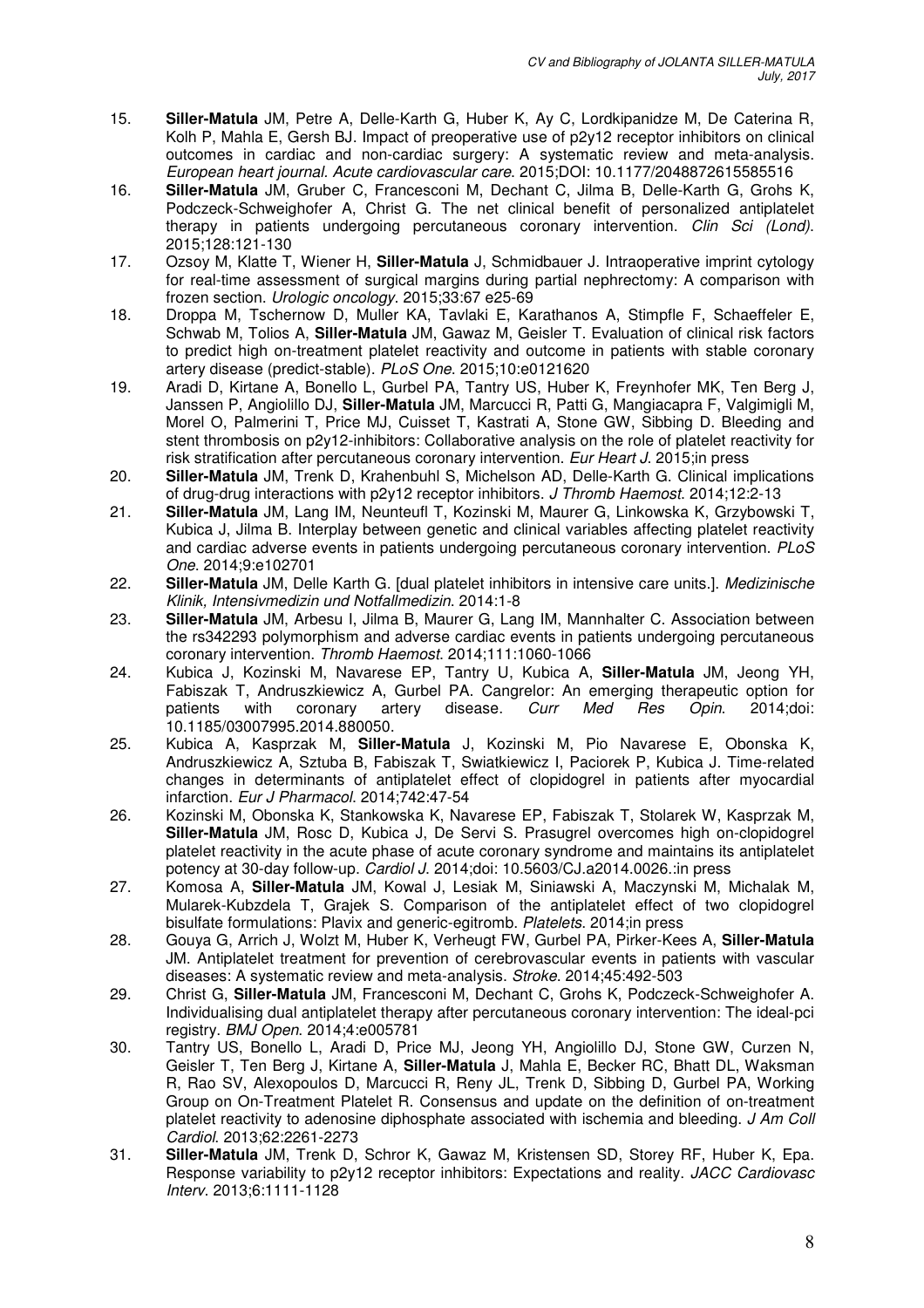15. **Siller-Matula** JM, Petre A, Delle-Karth G, Huber K, Ay C, Lordkipanidze M, De Caterina R, Kolh P, Mahla E, Gersh BJ. Impact of preoperative use of p2y12 receptor inhibitors on clinical outcomes in cardiac and non-cardiac surgery: A systematic review and meta-analysis. *European heart journal. Acute cardiovascular care*. 2015;DOI: 10.1177/2048872615585516
16. **Siller-Matula** JM, Gruber C, Francesconi M, Dechant C, Jilma B, Delle-Karth G, Grohs K, Podczeck-Schweighofer A, Christ G. The net clinical benefit of personalized antiplatelet therapy in patients undergoing percutaneous coronary intervention. *Clin Sci (Lond)*. 2015;128:121-130
17. Ozsoy M, Klatte T, Wiener H, **Siller-Matula** J, Schmidbauer J. Intraoperative imprint cytology for real-time assessment of surgical margins during partial nephrectomy: A comparison with frozen section. *Urologic oncology*. 2015;33:67 e25-69
18. Droppa M, Tschernow D, Muller KA, Tavlaki E, Karathanos A, Stimpfle F, Schaeffeler E, Schwab M, Tolios A, **Siller-Matula** JM, Gawaz M, Geisler T. Evaluation of clinical risk factors to predict high on-treatment platelet reactivity and outcome in patients with stable coronary artery disease (predict-stable). *PLoS One*. 2015;10:e0121620
19. Aradi D, Kirtane A, Bonello L, Gurbel PA, Tantry US, Huber K, Freynhofer MK, Ten Berg J, Janssen P, Angiolillo DJ, **Siller-Matula** JM, Marcucci R, Patti G, Mangiacapra F, Valgimigli M, Morel O, Palmerini T, Price MJ, Cuisset T, Kastrati A, Stone GW, Sibbing D. Bleeding and stent thrombosis on p2y12-inhibitors: Collaborative analysis on the role of platelet reactivity for risk stratification after percutaneous coronary intervention. *Eur Heart J*. 2015;in press
20. **Siller-Matula** JM, Trenk D, Krahenbuhl S, Michelson AD, Delle-Karth G. Clinical implications of drug-drug interactions with p2y12 receptor inhibitors. *J Thromb Haemost*. 2014;12:2-13
21. **Siller-Matula** JM, Lang IM, Neunteufl T, Kozinski M, Maurer G, Linkowska K, Grzybowski T, Kubica J, Jilma B. Interplay between genetic and clinical variables affecting platelet reactivity and cardiac adverse events in patients undergoing percutaneous coronary intervention. *PLoS One*. 2014;9:e102701
22. **Siller-Matula** JM, Delle Karth G. [dual platelet inhibitors in intensive care units.]. *Medizinische Klinik, Intensivmedizin und Notfallmedizin*. 2014:1-8
23. **Siller-Matula** JM, Arbesu I, Jilma B, Maurer G, Lang IM, Mannhalter C. Association between the rs342293 polymorphism and adverse cardiac events in patients undergoing percutaneous coronary intervention. *Thromb Haemost*. 2014;111:1060-1066
24. Kubica J, Kozinski M, Navarese EP, Tantry U, Kubica A, **Siller-Matula** JM, Jeong YH, Fabiszak T, Andruszkiewicz A, Gurbel PA. Cangrelor: An emerging therapeutic option for patients with coronary artery disease. *Curr Med Res Opin*. 2014;doi: 10.1185/03007995.2014.880050.
25. Kubica A, Kasprzak M, **Siller-Matula** J, Kozinski M, Pio Navarese E, Obonska K, Andruszkiewicz A, Sztuba B, Fabiszak T, Swiatkiewicz I, Paciorek P, Kubica J. Time-related changes in determinants of antiplatelet effect of clopidogrel in patients after myocardial infarction. *Eur J Pharmacol*. 2014;742:47-54
26. Kozinski M, Obonska K, Stankowska K, Navarese EP, Fabiszak T, Stolarek W, Kasprzak M, **Siller-Matula** JM, Rosc D, Kubica J, De Servi S. Prasugrel overcomes high on-clopidogrel platelet reactivity in the acute phase of acute coronary syndrome and maintains its antiplatelet potency at 30-day follow-up. *Cardiol J*. 2014;doi: 10.5603/CJ.a2014.0026.:in press
27. Komosa A, **Siller-Matula** JM, Kowal J, Lesiak M, Siniawski A, Maczynski M, Michalak M, Mularek-Kubzdela T, Grajek S. Comparison of the antiplatelet effect of two clopidogrel bisulfate formulations: Plavix and generic-egitromb. *Platelets*. 2014;in press
28. Gouya G, Arrich J, Wolzt M, Huber K, Verheugt FW, Gurbel PA, Pirker-Kees A, **Siller-Matula** JM. Antiplatelet treatment for prevention of cerebrovascular events in patients with vascular diseases: A systematic review and meta-analysis. *Stroke*. 2014;45:492-503
29. Christ G, **Siller-Matula** JM, Francesconi M, Dechant C, Grohs K, Podczeck-Schweighofer A. Individualising dual antiplatelet therapy after percutaneous coronary intervention: The ideal-pci registry. *BMJ Open*. 2014;4:e005781
30. Tantry US, Bonello L, Aradi D, Price MJ, Jeong YH, Angiolillo DJ, Stone GW, Curzen N, Geisler T, Ten Berg J, Kirtane A, **Siller-Matula** J, Mahla E, Becker RC, Bhatt DL, Waksman R, Rao SV, Alexopoulos D, Marcucci R, Reny JL, Trenk D, Sibbing D, Gurbel PA, Working Group on On-Treatment Platelet R. Consensus and update on the definition of on-treatment platelet reactivity to adenosine diphosphate associated with ischemia and bleeding. *J Am Coll Cardiol*. 2013;62:2261-2273
31. **Siller-Matula** JM, Trenk D, Schror K, Gawaz M, Kristensen SD, Storey RF, Huber K, Epa. Response variability to p2y12 receptor inhibitors: Expectations and reality. *JACC Cardiovasc Interv*. 2013;6:1111-1128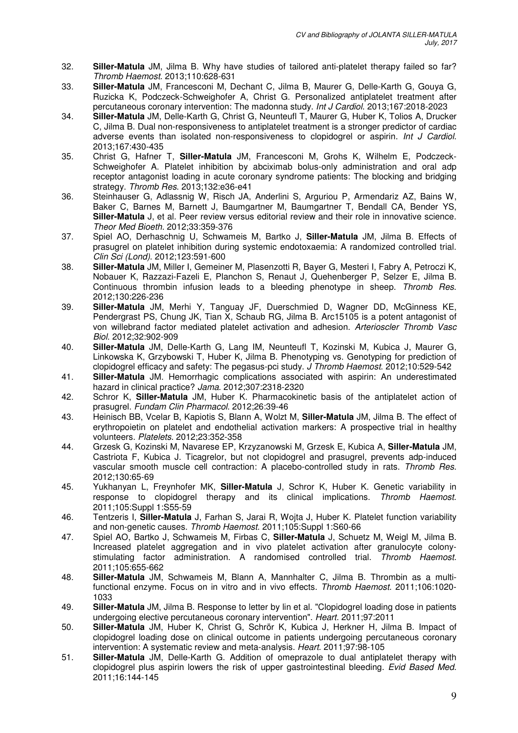32. **Siller-Matula** JM, Jilma B. Why have studies of tailored anti-platelet therapy failed so far? *Thromb Haemost*. 2013;110:628-631
33. **Siller-Matula** JM, Francesconi M, Dechant C, Jilma B, Maurer G, Delle-Karth G, Gouya G, Ruzicka K, Podczeck-Schweighofer A, Christ G. Personalized antiplatelet treatment after percutaneous coronary intervention: The madonna study. *Int J Cardiol*. 2013;167:2018-2023
34. **Siller-Matula** JM, Delle-Karth G, Christ G, Neunteufl T, Maurer G, Huber K, Tolios A, Drucker C, Jilma B. Dual non-responsiveness to antiplatelet treatment is a stronger predictor of cardiac adverse events than isolated non-responsiveness to clopidogrel or aspirin. *Int J Cardiol*. 2013;167:430-435
35. Christ G, Hafner T, **Siller-Matula** JM, Francesconi M, Grohs K, Wilhelm E, Podczeck-Schweighofer A. Platelet inhibition by abciximab bolus-only administration and oral adp receptor antagonist loading in acute coronary syndrome patients: The blocking and bridging strategy. *Thromb Res*. 2013;132:e36-e41
36. Steinhauser G, Adlassnig W, Risch JA, Anderlini S, Arguriou P, Armendariz AZ, Bains W, Baker C, Barnes M, Barnett J, Baumgartner M, Baumgartner T, Bendall CA, Bender YS, **Siller-Matula** J, et al. Peer review versus editorial review and their role in innovative science. *Theor Med Bioeth*. 2012;33:359-376
37. Spiel AO, Derhaschnig U, Schwameis M, Bartko J, **Siller-Matula** JM, Jilma B. Effects of prasugrel on platelet inhibition during systemic endotoxaemia: A randomized controlled trial. *Clin Sci (Lond)*. 2012;123:591-600
38. **Siller-Matula** JM, Miller I, Gemeiner M, Plasenzotti R, Bayer G, Mesteri I, Fabry A, Petroczi K, Nobauer K, Razzazi-Fazeli E, Planchon S, Renaut J, Quehenberger P, Selzer E, Jilma B. Continuous thrombin infusion leads to a bleeding phenotype in sheep. *Thromb Res*. 2012;130:226-236
39. **Siller-Matula** JM, Merhi Y, Tanguay JF, Duerschmied D, Wagner DD, McGinness KE, Pendergrast PS, Chung JK, Tian X, Schaub RG, Jilma B. Arc15105 is a potent antagonist of von willebrand factor mediated platelet activation and adhesion. *Arterioscler Thromb Vasc Biol*. 2012;32:902-909
40. **Siller-Matula** JM, Delle-Karth G, Lang IM, Neunteufl T, Kozinski M, Kubica J, Maurer G, Linkowska K, Grzybowski T, Huber K, Jilma B. Phenotyping vs. Genotyping for prediction of clopidogrel efficacy and safety: The pegasus-pci study. *J Thromb Haemost*. 2012;10:529-542
41. **Siller-Matula** JM. Hemorrhagic complications associated with aspirin: An underestimated hazard in clinical practice? *Jama*. 2012;307:2318-2320
42. Schror K, **Siller-Matula** JM, Huber K. Pharmacokinetic basis of the antiplatelet action of prasugrel. *Fundam Clin Pharmacol*. 2012;26:39-46
43. Heinisch BB, Vcelar B, Kapiotis S, Blann A, Wolzt M, **Siller-Matula** JM, Jilma B. The effect of erythropoietin on platelet and endothelial activation markers: A prospective trial in healthy volunteers. *Platelets*. 2012;23:352-358
44. Grzesk G, Kozinski M, Navarese EP, Krzyzanowski M, Grzesk E, Kubica A, **Siller-Matula** JM, Castriota F, Kubica J. Ticagrelor, but not clopidogrel and prasugrel, prevents adp-induced vascular smooth muscle cell contraction: A placebo-controlled study in rats. *Thromb Res*. 2012;130:65-69
45. Yukhanyan L, Freynhofer MK, **Siller-Matula** J, Schror K, Huber K. Genetic variability in response to clopidogrel therapy and its clinical implications. *Thromb Haemost*. 2011;105:Suppl 1:S55-59
46. Tentzeris I, **Siller-Matula** J, Farhan S, Jarai R, Wojta J, Huber K. Platelet function variability and non-genetic causes. *Thromb Haemost*. 2011;105:Suppl 1:S60-66
47. Spiel AO, Bartko J, Schwameis M, Firbas C, **Siller-Matula** J, Schuetz M, Weigl M, Jilma B. Increased platelet aggregation and in vivo platelet activation after granulocyte colony-stimulating factor administration. A randomised controlled trial. *Thromb Haemost*. 2011;105:655-662
48. **Siller-Matula** JM, Schwameis M, Blann A, Mannhalter C, Jilma B. Thrombin as a multi-functional enzyme. Focus on in vitro and in vivo effects. *Thromb Haemost*. 2011;106:1020-1033
49. **Siller-Matula** JM, Jilma B. Response to letter by lin et al. "Clopidogrel loading dose in patients undergoing elective percutaneous coronary intervention". *Heart*. 2011;97:2011
50. **Siller-Matula** JM, Huber K, Christ G, Schrör K, Kubica J, Herkner H, Jilma B. Impact of clopidogrel loading dose on clinical outcome in patients undergoing percutaneous coronary intervention: A systematic review and meta-analysis. *Heart*. 2011;97:98-105
51. **Siller-Matula** JM, Delle-Karth G. Addition of omeprazole to dual antiplatelet therapy with clopidogrel plus aspirin lowers the risk of upper gastrointestinal bleeding. *Evid Based Med*. 2011;16:144-145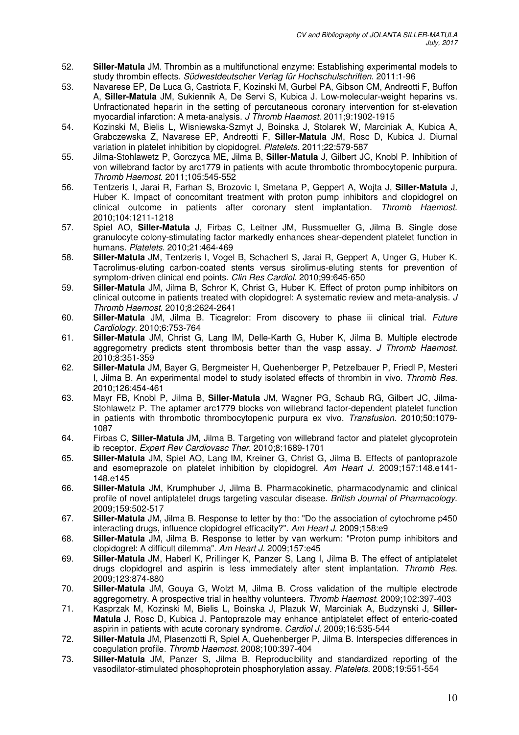52. **Siller-Matula** JM. Thrombin as a multifunctional enzyme: Establishing experimental models to study thrombin effects. *Südwestdeutscher Verlag für Hochschulschriften*. 2011:1-96
53. Navarese EP, De Luca G, Castriota F, Kozinski M, Gurbel PA, Gibson CM, Andreotti F, Buffon A, **Siller-Matula** JM, Sukiennik A, De Servi S, Kubica J. Low-molecular-weight heparins vs. Unfractionated heparin in the setting of percutaneous coronary intervention for st-elevation myocardial infarction: A meta-analysis. *J Thromb Haemost*. 2011;9:1902-1915
54. Kozinski M, Bielis L, Wisniewska-Szmyt J, Boinska J, Stolarek W, Marciniak A, Kubica A, Grabczewska Z, Navarese EP, Andreotti F, **Siller-Matula** JM, Rosc D, Kubica J. Diurnal variation in platelet inhibition by clopidogrel. *Platelets*. 2011;22:579-587
55. Jilma-Stohlawetz P, Gorczyca ME, Jilma B, **Siller-Matula** J, Gilbert JC, Knobl P. Inhibition of von willebrand factor by arc1779 in patients with acute thrombotic thrombocytopenic purpura. *Thromb Haemost*. 2011;105:545-552
56. Tentzeris I, Jarai R, Farhan S, Brozovic I, Smetana P, Geppert A, Wojta J, **Siller-Matula** J, Huber K. Impact of concomitant treatment with proton pump inhibitors and clopidogrel on clinical outcome in patients after coronary stent implantation. *Thromb Haemost*. 2010;104:1211-1218
57. Spiel AO, **Siller-Matula** J, Firbas C, Leitner JM, Russmueller G, Jilma B. Single dose granulocyte colony-stimulating factor markedly enhances shear-dependent platelet function in humans. *Platelets*. 2010;21:464-469
58. **Siller-Matula** JM, Tentzeris I, Vogel B, Schacherl S, Jarai R, Geppert A, Unger G, Huber K. Tacrolimus-eluting carbon-coated stents versus sirolimus-eluting stents for prevention of symptom-driven clinical end points. *Clin Res Cardiol*. 2010;99:645-650
59. **Siller-Matula** JM, Jilma B, Schror K, Christ G, Huber K. Effect of proton pump inhibitors on clinical outcome in patients treated with clopidogrel: A systematic review and meta-analysis. *J Thromb Haemost*. 2010;8:2624-2641
60. **Siller-Matula** JM, Jilma B. Ticagrelor: From discovery to phase iii clinical trial. *Future Cardiology*. 2010;6:753-764
61. **Siller-Matula** JM, Christ G, Lang IM, Delle-Karth G, Huber K, Jilma B. Multiple electrode aggregometry predicts stent thrombosis better than the vasp assay. *J Thromb Haemost*. 2010;8:351-359
62. **Siller-Matula** JM, Bayer G, Bergmeister H, Quehenberger P, Petzelbauer P, Friedl P, Mesteri I, Jilma B. An experimental model to study isolated effects of thrombin in vivo. *Thromb Res*. 2010;126:454-461
63. Mayr FB, Knobl P, Jilma B, **Siller-Matula** JM, Wagner PG, Schaub RG, Gilbert JC, Jilma-Stohlawetz P. The aptamer arc1779 blocks von willebrand factor-dependent platelet function in patients with thrombotic thrombocytopenic purpura ex vivo. *Transfusion*. 2010;50:1079-1087
64. Firbas C, **Siller-Matula** JM, Jilma B. Targeting von willebrand factor and platelet glycoprotein ib receptor. *Expert Rev Cardiovasc Ther*. 2010;8:1689-1701
65. **Siller-Matula** JM, Spiel AO, Lang IM, Kreiner G, Christ G, Jilma B. Effects of pantoprazole and esomeprazole on platelet inhibition by clopidogrel. *Am Heart J*. 2009;157:148.e141-148.e145
66. **Siller-Matula** JM, Krumphuber J, Jilma B. Pharmacokinetic, pharmacodynamic and clinical profile of novel antiplatelet drugs targeting vascular disease. *British Journal of Pharmacology*. 2009;159:502-517
67. **Siller-Matula** JM, Jilma B. Response to letter by tho: "Do the association of cytochrome p450 interacting drugs, influence clopidogrel efficacy?". *Am Heart J*. 2009;158:e9
68. **Siller-Matula** JM, Jilma B. Response to letter by van werkum: "Proton pump inhibitors and clopidogrel: A difficult dilemma". *Am Heart J*. 2009;157:e45
69. **Siller-Matula** JM, Haberl K, Prillinger K, Panzer S, Lang I, Jilma B. The effect of antiplatelet drugs clopidogrel and aspirin is less immediately after stent implantation. *Thromb Res*. 2009;123:874-880
70. **Siller-Matula** JM, Gouya G, Wolzt M, Jilma B. Cross validation of the multiple electrode aggregometry. A prospective trial in healthy volunteers. *Thromb Haemost*. 2009;102:397-403
71. Kasprzak M, Kozinski M, Bielis L, Boinska J, Plazuk W, Marciniak A, Budzynski J, **Siller-Matula** J, Rosc D, Kubica J. Pantoprazole may enhance antiplatelet effect of enteric-coated aspirin in patients with acute coronary syndrome. *Cardiol J*. 2009;16:535-544
72. **Siller-Matula** JM, Plasenzotti R, Spiel A, Quehenberger P, Jilma B. Interspecies differences in coagulation profile. *Thromb Haemost*. 2008;100:397-404
73. **Siller-Matula** JM, Panzer S, Jilma B. Reproducibility and standardized reporting of the vasodilator-stimulated phosphoprotein phosphorylation assay. *Platelets*. 2008;19:551-554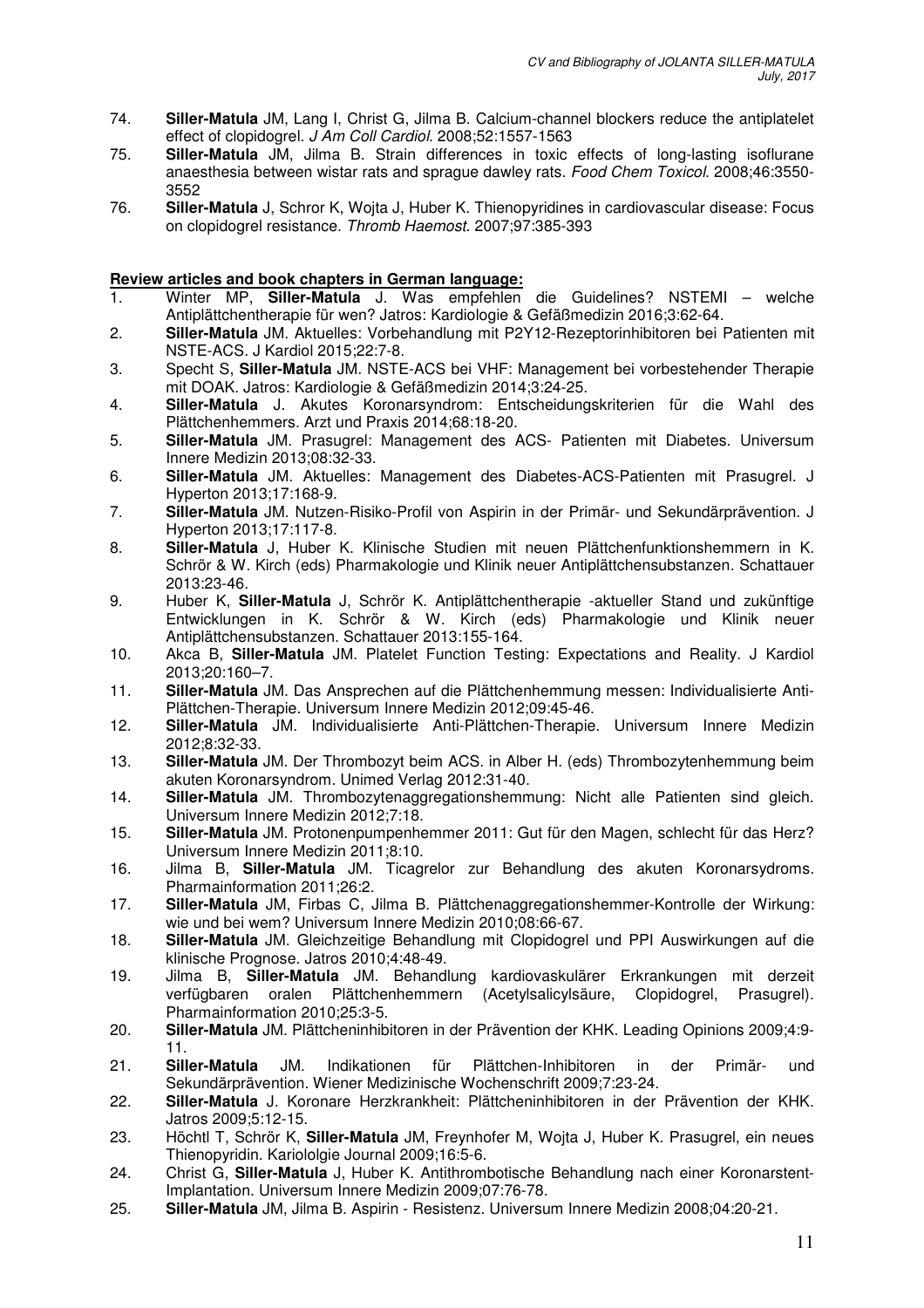74. **Siller-Matula** JM, Lang I, Christ G, Jilma B. Calcium-channel blockers reduce the antiplatelet effect of clopidogrel. *J Am Coll Cardiol*. 2008;52:1557-1563
75. **Siller-Matula** JM, Jilma B. Strain differences in toxic effects of long-lasting isoflurane anaesthesia between wistar rats and sprague dawley rats. *Food Chem Toxicol*. 2008;46:3550-3552
76. **Siller-Matula** J, Schror K, Wojta J, Huber K. Thienopyridines in cardiovascular disease: Focus on clopidogrel resistance. *Thromb Haemost*. 2007;97:385-393

**Review articles and book chapters in German language:**

1. Winter MP, **Siller-Matula** J. Was empfehlen die Guidelines? NSTEMI – welche Antiplättchentherapie für wen? Jatros: Kardiologie & Gefäßmedizin 2016;3:62-64.
2. **Siller-Matula** JM. Aktuelles: Vorbehandlung mit P2Y12-Rezeptorinhibitoren bei Patienten mit NSTE-ACS. J Kardiol 2015;22:7-8.
3. Specht S, **Siller-Matula** JM. NSTE-ACS bei VHF: Management bei vorbestehender Therapie mit DOAK. Jatros: Kardiologie & Gefäßmedizin 2014;3:24-25.
4. **Siller-Matula** J. Akutes Koronarsyndrom: Entscheidungskriterien für die Wahl des Plättchenhemmers. Arzt und Praxis 2014;68:18-20.
5. **Siller-Matula** JM. Prasugrel: Management des ACS- Patienten mit Diabetes. Universum Innere Medizin 2013;08:32-33.
6. **Siller-Matula** JM. Aktuelles: Management des Diabetes-ACS-Patienten mit Prasugrel. J Hyperton 2013;17:168-9.
7. **Siller-Matula** JM. Nutzen-Risiko-Profil von Aspirin in der Primär- und Sekundärprävention. J Hyperton 2013;17:117-8.
8. **Siller-Matula** J, Huber K. Klinische Studien mit neuen Plättchenfunktionshemmern in K. Schrör & W. Kirch (eds) Pharmakologie und Klinik neuer Antiplättchensubstanzen. Schattauer 2013:23-46.
9. Huber K, **Siller-Matula** J, Schrör K. Antiplättchentherapie -aktueller Stand und zukünftige Entwicklungen in K. Schrör & W. Kirch (eds) Pharmakologie und Klinik neuer Antiplättchensubstanzen. Schattauer 2013:155-164.
10. Akca B, **Siller-Matula** JM. Platelet Function Testing: Expectations and Reality. J Kardiol 2013;20:160–7.
11. **Siller-Matula** JM. Das Ansprechen auf die Plättchenhemmung messen: Individualisierte Anti-Plättchen-Therapie. Universum Innere Medizin 2012;09:45-46.
12. **Siller-Matula** JM. Individualisierte Anti-Plättchen-Therapie. Universum Innere Medizin 2012;8:32-33.
13. **Siller-Matula** JM. Der Thrombozyt beim ACS. in Alber H. (eds) Thrombozytenhemmung beim akuten Koronarsyndrom. Unimed Verlag 2012:31-40.
14. **Siller-Matula** JM. Thrombozytenaggregationshemmung: Nicht alle Patienten sind gleich. Universum Innere Medizin 2012;7:18.
15. **Siller-Matula** JM. Protonenpumpenhemmer 2011: Gut für den Magen, schlecht für das Herz? Universum Innere Medizin 2011;8:10.
16. Jilma B, **Siller-Matula** JM. Ticagrelor zur Behandlung des akuten Koronarsydroms. Pharmainformation 2011;26:2.
17. **Siller-Matula** JM, Firbas C, Jilma B. Plättchenaggregationshemmer-Kontrolle der Wirkung: wie und bei wem? Universum Innere Medizin 2010;08:66-67.
18. **Siller-Matula** JM. Gleichzeitige Behandlung mit Clopidogrel und PPI Auswirkungen auf die klinische Prognose. Jatros 2010;4:48-49.
19. Jilma B, **Siller-Matula** JM. Behandlung kardiovaskulärer Erkrankungen mit derzeit verfügbaren oralen Plättchenhemmern (Acetylsalicylsäure, Clopidogrel, Prasugrel). Pharmainformation 2010;25:3-5.
20. **Siller-Matula** JM. Plättcheninhibitoren in der Prävention der KHK. Leading Opinions 2009;4:9-11.
21. **Siller-Matula** JM. Indikationen für Plättchen-Inhibitoren in der Primär- und Sekundärprävention. Wiener Medizinische Wochenschrift 2009;7:23-24.
22. **Siller-Matula** J. Koronare Herzkrankheit: Plättcheninhibitoren in der Prävention der KHK. Jatros 2009;5:12-15.
23. Höchtl T, Schrör K, **Siller-Matula** JM, Freynhofer M, Wojta J, Huber K. Prasugrel, ein neues Thienopyridin. Kariololgie Journal 2009;16:5-6.
24. Christ G, **Siller-Matula** J, Huber K. Antithrombotische Behandlung nach einer Koronarstent-Implantation. Universum Innere Medizin 2009;07:76-78.
25. **Siller-Matula** JM, Jilma B. Aspirin - Resistenz. Universum Innere Medizin 2008;04:20-21.